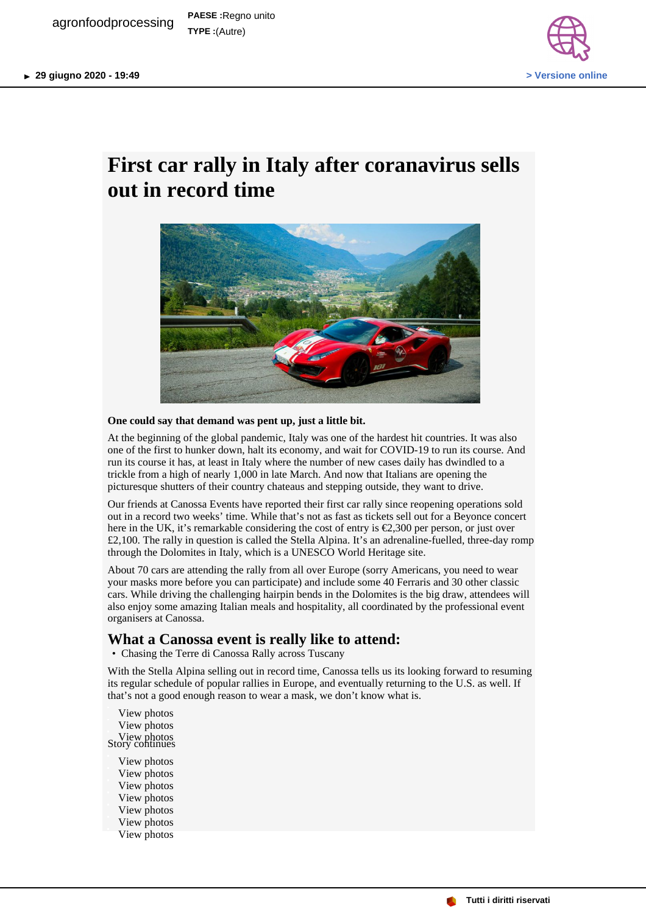agronfoodprocessing

**PAESE :**Regno unito

**TYPE :**(Autre)

► **29 giugno 2020 - 19:49**

> Versione online

# First car rally in Italy after coranavirus sells out in record time

**One could say that demand was pent up, just a little bit.**

At the beginning of the global pandemic, Italy was one of the hardest hit countries. It was also one of the first to hunker down, halt its economy, and wait for COVID-19 to run its course. And run its course it has, at least in Italy where the number of new cases daily has dwindled to a trickle from a high of nearly 1,000 in late March. And now that Italians are opening the picturesque shutters of their country chateaus and stepping outside, they want to drive.

Our friends at Canossa Events have reported their first car rally since reopening operations sold out in a record two weeks' time. While that's not as fast as tickets sell out for a Beyonce concert here in the UK, it's remarkable considering the cost of entry is €2,300 per person, or just over £2,100. The rally in question is called the Stella Alpina. It's an adrenaline-fuelled, three-day romp through the Dolomites in Italy, which is a UNESCO World Heritage site.

About 70 cars are attending the rally from all over Europe (sorry Americans, you need to wear your masks more before you can participate) and include some 40 Ferraris and 30 other classic cars. While driving the challenging hairpin bends in the Dolomites is the big draw, attendees will also enjoy some amazing Italian meals and hospitality, all coordinated by the professional event organisers at Canossa.

## What a Canossa event is really like to attend:

- Chasing the Terre di Canossa Rally across Tuscany

With the Stella Alpina selling out in record time, Canossa tells us its looking forward to resuming its regular schedule of popular rallies in Europe, and eventually returning to the U.S. as well. If that's not a good enough reason to wear a mask, we don't know what is.

View photos
View photos
View photos
Story continues

View photos
View photos
View photos
View photos
View photos
View photos
View photos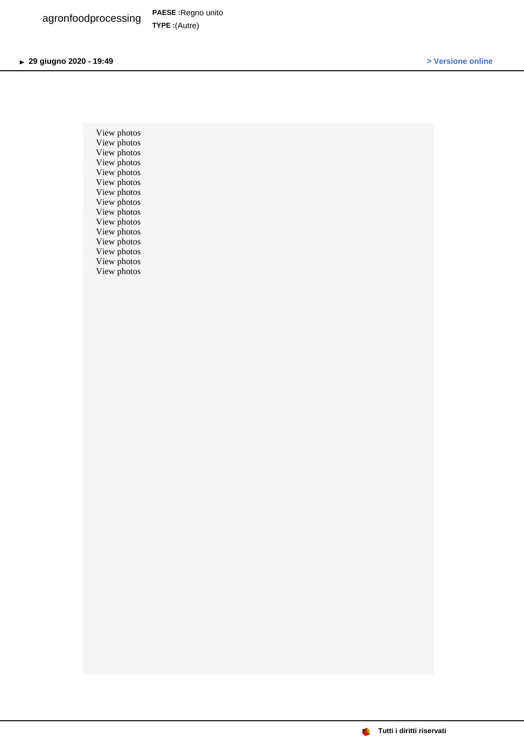- View photos
- View photos
- View photos
- View photos
- View photos
- View photos
- View photos
- View photos
- View photos
- View photos
- View photos
- View photos
- View photos
- View photos
- View photos